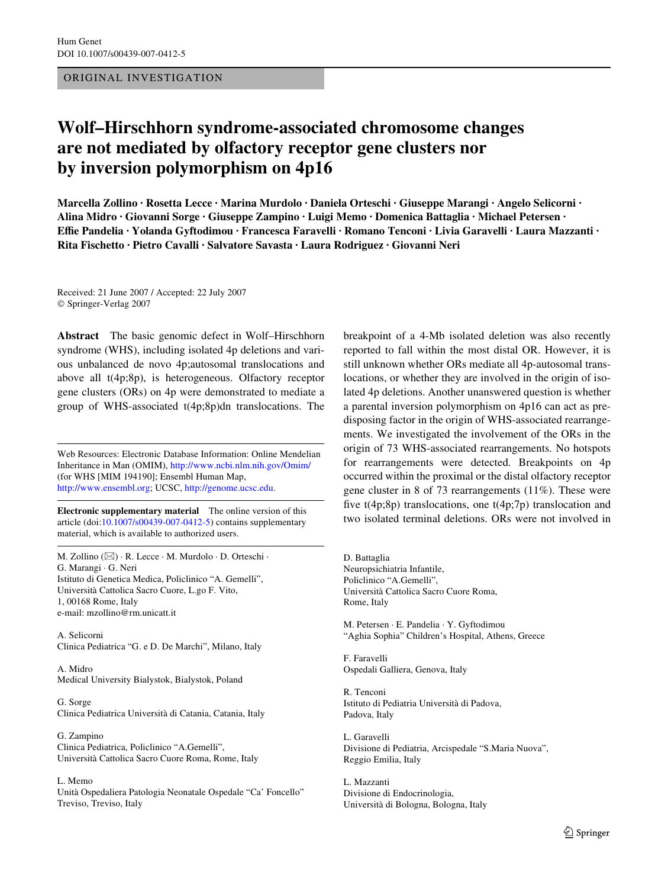ORIGINAL INVESTIGATION

# Wolf–Hirschhorn syndrome-associated chromosome changes are not mediated by olfactory receptor gene clusters nor by inversion polymorphism on 4p16

**Marcella Zollino · Rosetta Lecce · Marina Murdolo · Daniela Orteschi · Giuseppe Marangi · Angelo Selicorni · Alina Midro · Giovanni Sorge · Giuseppe Zampino · Luigi Memo · Domenica Battaglia · Michael Petersen · Effie Pandelia · Yolanda Gyftodimou · Francesca Faravelli · Romano Tenconi · Livia Garavelli · Laura Mazzanti · Rita Fischetto · Pietro Cavalli · Salvatore Savasta · Laura Rodriguez · Giovanni Neri**

Received: 21 June 2007 / Accepted: 22 July 2007
© Springer-Verlag 2007

**Abstract** The basic genomic defect in Wolf–Hirschhorn syndrome (WHS), including isolated 4p deletions and various unbalanced de novo 4p;autosomal translocations and above all t(4p;8p), is heterogeneous. Olfactory receptor gene clusters (ORs) on 4p were demonstrated to mediate a group of WHS-associated t(4p;8p)dn translocations. The breakpoint of a 4-Mb isolated deletion was also recently reported to fall within the most distal OR. However, it is still unknown whether ORs mediate all 4p-autosomal translocations, or whether they are involved in the origin of isolated 4p deletions. Another unanswered question is whether a parental inversion polymorphism on 4p16 can act as predisposing factor in the origin of WHS-associated rearrangements. We investigated the involvement of the ORs in the origin of 73 WHS-associated rearrangements. No hotspots for rearrangements were detected. Breakpoints on 4p occurred within the proximal or the distal olfactory receptor gene cluster in 8 of 73 rearrangements (11%). These were five t(4p;8p) translocations, one t(4p;7p) translocation and two isolated terminal deletions. ORs were not involved in

Web Resources: Electronic Database Information: Online Mendelian Inheritance in Man (OMIM), http://www.ncbi.nlm.nih.gov/Omim/ (for WHS [MIM 194190]; Ensembl Human Map, http://www.ensembl.org; UCSC, http://genome.ucsc.edu.

**Electronic supplementary material** The online version of this article (doi:10.1007/s00439-007-0412-5) contains supplementary material, which is available to authorized users.

M. Zollino (✉) · R. Lecce · M. Murdolo · D. Orteschi · G. Marangi · G. Neri
Istituto di Genetica Medica, Policlinico "A. Gemelli", Università Cattolica Sacro Cuore, L.go F. Vito, 1, 00168 Rome, Italy
e-mail: mzollino@rm.unicatt.it

A. Selicorni
Clinica Pediatrica "G. e D. De Marchi", Milano, Italy

A. Midro
Medical University Bialystok, Bialystok, Poland

G. Sorge
Clinica Pediatrica Università di Catania, Catania, Italy

G. Zampino
Clinica Pediatrica, Policlinico "A.Gemelli", Università Cattolica Sacro Cuore Roma, Rome, Italy

L. Memo
Unità Ospedaliera Patologia Neonatale Ospedale "Ca' Foncello" Treviso, Treviso, Italy

D. Battaglia
Neuropsichiatria Infantile, Policlinico "A.Gemelli", Università Cattolica Sacro Cuore Roma, Rome, Italy

M. Petersen · E. Pandelia · Y. Gyftodimou
"Aghia Sophia" Children's Hospital, Athens, Greece

F. Faravelli
Ospedali Galliera, Genova, Italy

R. Tenconi
Istituto di Pediatria Università di Padova, Padova, Italy

L. Garavelli
Divisione di Pediatria, Arcispedale "S.Maria Nuova", Reggio Emilia, Italy

L. Mazzanti
Divisione di Endocrinologia, Università di Bologna, Bologna, Italy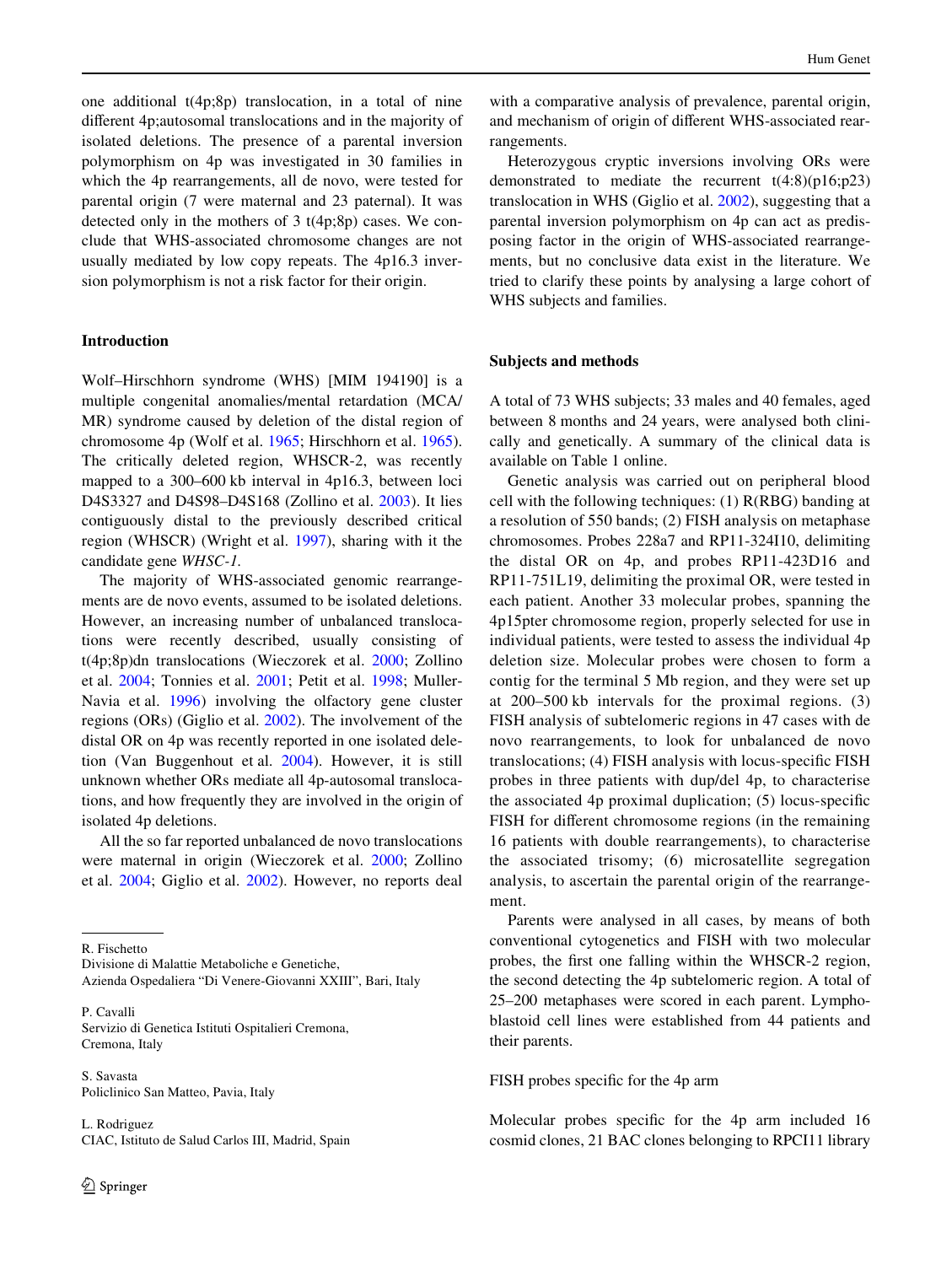one additional t(4p;8p) translocation, in a total of nine different 4p;autosomal translocations and in the majority of isolated deletions. The presence of a parental inversion polymorphism on 4p was investigated in 30 families in which the 4p rearrangements, all de novo, were tested for parental origin (7 were maternal and 23 paternal). It was detected only in the mothers of 3 t(4p;8p) cases. We conclude that WHS-associated chromosome changes are not usually mediated by low copy repeats. The 4p16.3 inversion polymorphism is not a risk factor for their origin.

## Introduction

Wolf–Hirschhorn syndrome (WHS) [MIM 194190] is a multiple congenital anomalies/mental retardation (MCA/MR) syndrome caused by deletion of the distal region of chromosome 4p (Wolf et al. 1965; Hirschhorn et al. 1965). The critically deleted region, WHSCR-2, was recently mapped to a 300–600 kb interval in 4p16.3, between loci D4S3327 and D4S98–D4S168 (Zollino et al. 2003). It lies contiguously distal to the previously described critical region (WHSCR) (Wright et al. 1997), sharing with it the candidate gene *WHSC-1*.

The majority of WHS-associated genomic rearrangements are de novo events, assumed to be isolated deletions. However, an increasing number of unbalanced translocations were recently described, usually consisting of t(4p;8p)dn translocations (Wieczorek et al. 2000; Zollino et al. 2004; Tonnies et al. 2001; Petit et al. 1998; Muller-Navia et al. 1996) involving the olfactory gene cluster regions (ORs) (Giglio et al. 2002). The involvement of the distal OR on 4p was recently reported in one isolated deletion (Van Buggenhout et al. 2004). However, it is still unknown whether ORs mediate all 4p-autosomal translocations, and how frequently they are involved in the origin of isolated 4p deletions.

All the so far reported unbalanced de novo translocations were maternal in origin (Wieczorek et al. 2000; Zollino et al. 2004; Giglio et al. 2002). However, no reports deal with a comparative analysis of prevalence, parental origin, and mechanism of origin of different WHS-associated rearrangements.

Heterozygous cryptic inversions involving ORs were demonstrated to mediate the recurrent t(4:8)(p16;p23) translocation in WHS (Giglio et al. 2002), suggesting that a parental inversion polymorphism on 4p can act as predisposing factor in the origin of WHS-associated rearrangements, but no conclusive data exist in the literature. We tried to clarify these points by analysing a large cohort of WHS subjects and families.

## Subjects and methods

A total of 73 WHS subjects; 33 males and 40 females, aged between 8 months and 24 years, were analysed both clinically and genetically. A summary of the clinical data is available on Table 1 online.

Genetic analysis was carried out on peripheral blood cell with the following techniques: (1) R(RBG) banding at a resolution of 550 bands; (2) FISH analysis on metaphase chromosomes. Probes 228a7 and RP11-324I10, delimiting the distal OR on 4p, and probes RP11-423D16 and RP11-751L19, delimiting the proximal OR, were tested in each patient. Another 33 molecular probes, spanning the 4p15pter chromosome region, properly selected for use in individual patients, were tested to assess the individual 4p deletion size. Molecular probes were chosen to form a contig for the terminal 5 Mb region, and they were set up at 200–500 kb intervals for the proximal regions. (3) FISH analysis of subtelomeric regions in 47 cases with de novo rearrangements, to look for unbalanced de novo translocations; (4) FISH analysis with locus-specific FISH probes in three patients with dup/del 4p, to characterise the associated 4p proximal duplication; (5) locus-specific FISH for different chromosome regions (in the remaining 16 patients with double rearrangements), to characterise the associated trisomy; (6) microsatellite segregation analysis, to ascertain the parental origin of the rearrangement.

Parents were analysed in all cases, by means of both conventional cytogenetics and FISH with two molecular probes, the first one falling within the WHSCR-2 region, the second detecting the 4p subtelomeric region. A total of 25–200 metaphases were scored in each parent. Lymphoblastoid cell lines were established from 44 patients and their parents.

### FISH probes specific for the 4p arm

Molecular probes specific for the 4p arm included 16 cosmid clones, 21 BAC clones belonging to RPCI11 library

---

R. Fischetto
Divisione di Malattie Metaboliche e Genetiche,
Azienda Ospedaliera "Di Venere-Giovanni XXIII", Bari, Italy

P. Cavalli
Servizio di Genetica Istituti Ospitalieri Cremona,
Cremona, Italy

S. Savasta
Policlinico San Matteo, Pavia, Italy

L. Rodriguez
CIAC, Istituto de Salud Carlos III, Madrid, Spain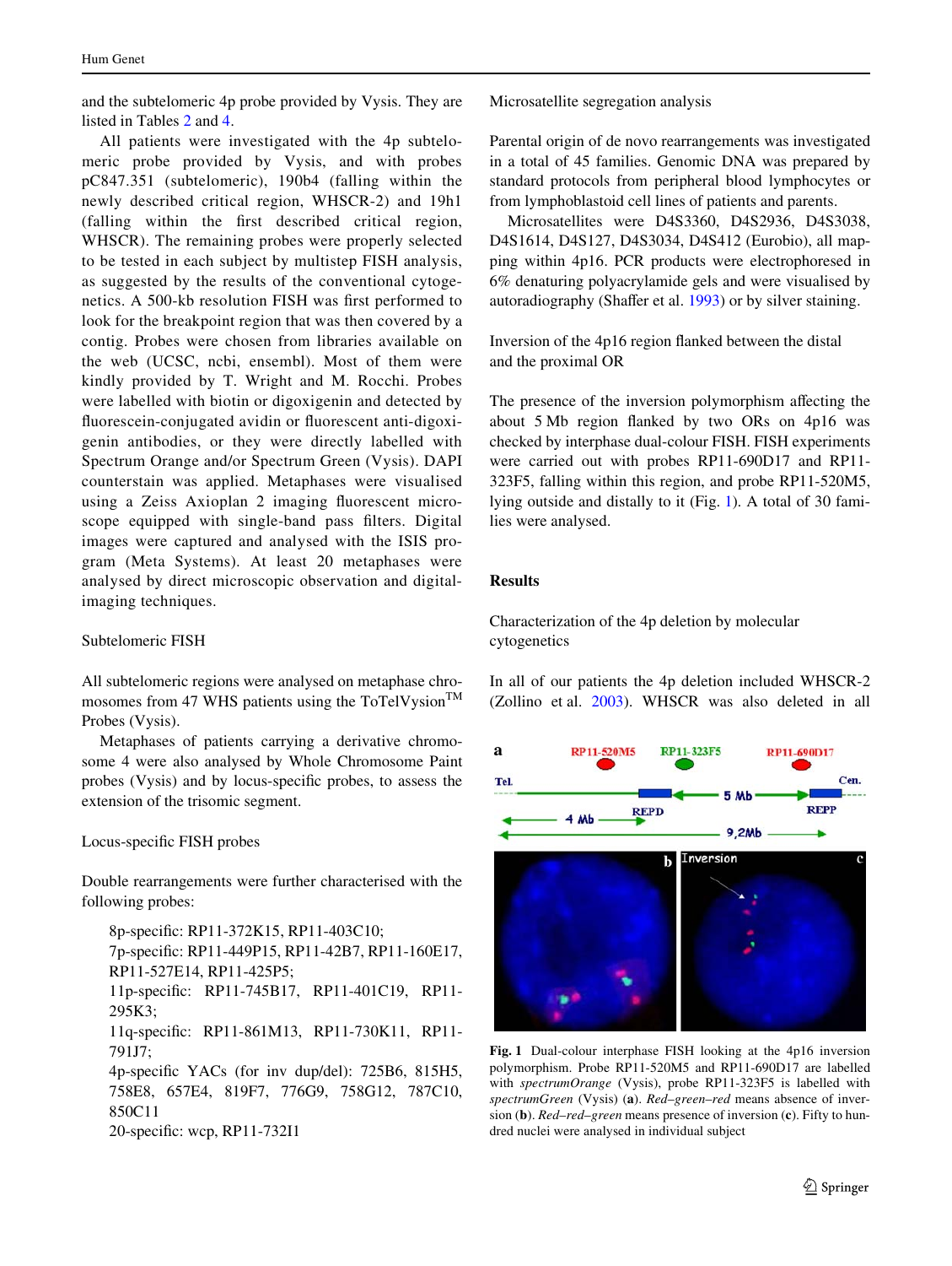and the subtelomeric 4p probe provided by Vysis. They are listed in Tables 2 and 4.

All patients were investigated with the 4p subtelomeric probe provided by Vysis, and with probes pC847.351 (subtelomeric), 190b4 (falling within the newly described critical region, WHSCR-2) and 19h1 (falling within the first described critical region, WHSCR). The remaining probes were properly selected to be tested in each subject by multistep FISH analysis, as suggested by the results of the conventional cytogenetics. A 500-kb resolution FISH was first performed to look for the breakpoint region that was then covered by a contig. Probes were chosen from libraries available on the web (UCSC, ncbi, ensembl). Most of them were kindly provided by T. Wright and M. Rocchi. Probes were labelled with biotin or digoxigenin and detected by fluorescein-conjugated avidin or fluorescent anti-digoxigenin antibodies, or they were directly labelled with Spectrum Orange and/or Spectrum Green (Vysis). DAPI counterstain was applied. Metaphases were visualised using a Zeiss Axioplan 2 imaging fluorescent microscope equipped with single-band pass filters. Digital images were captured and analysed with the ISIS program (Meta Systems). At least 20 metaphases were analysed by direct microscopic observation and digital-imaging techniques.

### Subtelomeric FISH

All subtelomeric regions were analysed on metaphase chromosomes from 47 WHS patients using the ToTelVysion™ Probes (Vysis).

Metaphases of patients carrying a derivative chromosome 4 were also analysed by Whole Chromosome Paint probes (Vysis) and by locus-specific probes, to assess the extension of the trisomic segment.

### Locus-specific FISH probes

Double rearrangements were further characterised with the following probes:

- 8p-specific: RP11-372K15, RP11-403C10;
- 7p-specific: RP11-449P15, RP11-42B7, RP11-160E17, RP11-527E14, RP11-425P5;
- 11p-specific: RP11-745B17, RP11-401C19, RP11-295K3;
- 11q-specific: RP11-861M13, RP11-730K11, RP11-791J7;
- 4p-specific YACs (for inv dup/del): 725B6, 815H5, 758E8, 657E4, 819F7, 776G9, 758G12, 787C10, 850C11
- 20-specific: wcp, RP11-732I1

### Microsatellite segregation analysis

Parental origin of de novo rearrangements was investigated in a total of 45 families. Genomic DNA was prepared by standard protocols from peripheral blood lymphocytes or from lymphoblastoid cell lines of patients and parents.

Microsatellites were D4S3360, D4S2936, D4S3038, D4S1614, D4S127, D4S3034, D4S412 (Eurobio), all mapping within 4p16. PCR products were electrophoresed in 6% denaturing polyacrylamide gels and were visualised by autoradiography (Shaffer et al. 1993) or by silver staining.

### Inversion of the 4p16 region flanked between the distal and the proximal OR

The presence of the inversion polymorphism affecting the about 5 Mb region flanked by two ORs on 4p16 was checked by interphase dual-colour FISH. FISH experiments were carried out with probes RP11-690D17 and RP11-323F5, falling within this region, and probe RP11-520M5, lying outside and distally to it (Fig. 1). A total of 30 families were analysed.

## Results

### Characterization of the 4p deletion by molecular cytogenetics

In all of our patients the 4p deletion included WHSCR-2 (Zollino et al. 2003). WHSCR was also deleted in all

**Fig. 1** Dual-colour interphase FISH looking at the 4p16 inversion polymorphism. Probe RP11-520M5 and RP11-690D17 are labelled with *spectrumOrange* (Vysis), probe RP11-323F5 is labelled with *spectrumGreen* (Vysis) (**a**). *Red–green–red* means absence of inversion (**b**). *Red–red–green* means presence of inversion (**c**). Fifty to hundred nuclei were analysed in individual subject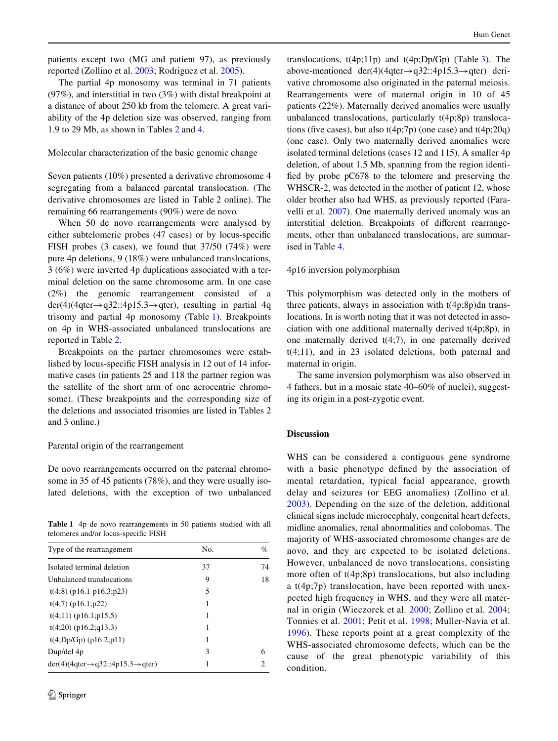patients except two (MG and patient 97), as previously reported (Zollino et al. 2003; Rodriguez et al. 2005).

The partial 4p monosomy was terminal in 71 patients (97%), and interstitial in two (3%) with distal breakpoint at a distance of about 250 kb from the telomere. A great variability of the 4p deletion size was observed, ranging from 1.9 to 29 Mb, as shown in Tables 2 and 4.

### Molecular characterization of the basic genomic change

Seven patients (10%) presented a derivative chromosome 4 segregating from a balanced parental translocation. (The derivative chromosomes are listed in Table 2 online). The remaining 66 rearrangements (90%) were de novo.

When 50 de novo rearrangements were analysed by either subtelomeric probes (47 cases) or by locus-specific FISH probes (3 cases), we found that 37/50 (74%) were pure 4p deletions, 9 (18%) were unbalanced translocations, 3 (6%) were inverted 4p duplications associated with a terminal deletion on the same chromosome arm. In one case (2%) the genomic rearrangement consisted of a der(4)(4qter→q32::4p15.3→qter), resulting in partial 4q trisomy and partial 4p monosomy (Table 1). Breakpoints on 4p in WHS-associated unbalanced translocations are reported in Table 2.

Breakpoints on the partner chromosomes were established by locus-specific FISH analysis in 12 out of 14 informative cases (in patients 25 and 118 the partner region was the satellite of the short arm of one acrocentric chromosome). (These breakpoints and the corresponding size of the deletions and associated trisomies are listed in Tables 2 and 3 online.)

### Parental origin of the rearrangement

De novo rearrangements occurred on the paternal chromosome in 35 of 45 patients (78%), and they were usually isolated deletions, with the exception of two unbalanced translocations, t(4p;11p) and t(4p;Dp/Gp) (Table 3). The above-mentioned der(4)(4qter→q32::4p15.3→qter) derivative chromosome also originated in the paternal meiosis. Rearrangements were of maternal origin in 10 of 45 patients (22%). Maternally derived anomalies were usually unbalanced translocations, particularly t(4p;8p) translocations (five cases), but also t(4p;7p) (one case) and t(4p;20q) (one case). Only two maternally derived anomalies were isolated terminal deletions (cases 12 and 115). A smaller 4p deletion, of about 1.5 Mb, spanning from the region identified by probe pC678 to the telomere and preserving the WHSCR-2, was detected in the mother of patient 12, whose older brother also had WHS, as previously reported (Faravelli et al. 2007). One maternally derived anomaly was an interstitial deletion. Breakpoints of different rearrangements, other than unbalanced translocations, are summarised in Table 4.

**Table 1** 4p de novo rearrangements in 50 patients studied with all telomeres and/or locus-specific FISH

| Type of the rearrangement | No. | % |
|---|---|---|
| Isolated terminal deletion | 37 | 74 |
| Unbalanced translocations | 9 | 18 |
| t(4;8) (p16.1-p16.3;p23) | 5 | |
| t(4;7) (p16.1;p22) | 1 | |
| t(4;11) (p16.1;p15.5) | 1 | |
| t(4;20) (p16.2;q13.3) | 1 | |
| t(4;Dp/Gp) (p16.2;p11) | 1 | |
| Dup/del 4p | 3 | 6 |
| der(4)(4qter→q32::4p15.3→qter) | 1 | 2 |

### 4p16 inversion polymorphism

This polymorphism was detected only in the mothers of three patients, always in association with t(4p;8p)dn translocations. In is worth noting that it was not detected in association with one additional maternally derived t(4p;8p), in one maternally derived t(4;7), in one paternally derived t(4;11), and in 23 isolated deletions, both paternal and maternal in origin.

The same inversion polymorphism was also observed in 4 fathers, but in a mosaic state 40–60% of nuclei), suggesting its origin in a post-zygotic event.

## Discussion

WHS can be considered a contiguous gene syndrome with a basic phenotype defined by the association of mental retardation, typical facial appearance, growth delay and seizures (or EEG anomalies) (Zollino et al. 2003). Depending on the size of the deletion, additional clinical signs include microcephaly, congenital heart defects, midline anomalies, renal abnormalities and colobomas. The majority of WHS-associated chromosome changes are de novo, and they are expected to be isolated deletions. However, unbalanced de novo translocations, consisting more often of t(4p;8p) translocations, but also including a t(4p;7p) translocation, have been reported with unexpected high frequency in WHS, and they were all maternal in origin (Wieczorek et al. 2000; Zollino et al. 2004; Tonnies et al. 2001; Petit et al. 1998; Muller-Navia et al. 1996). These reports point at a great complexity of the WHS-associated chromosome defects, which can be the cause of the great phenotypic variability of this condition.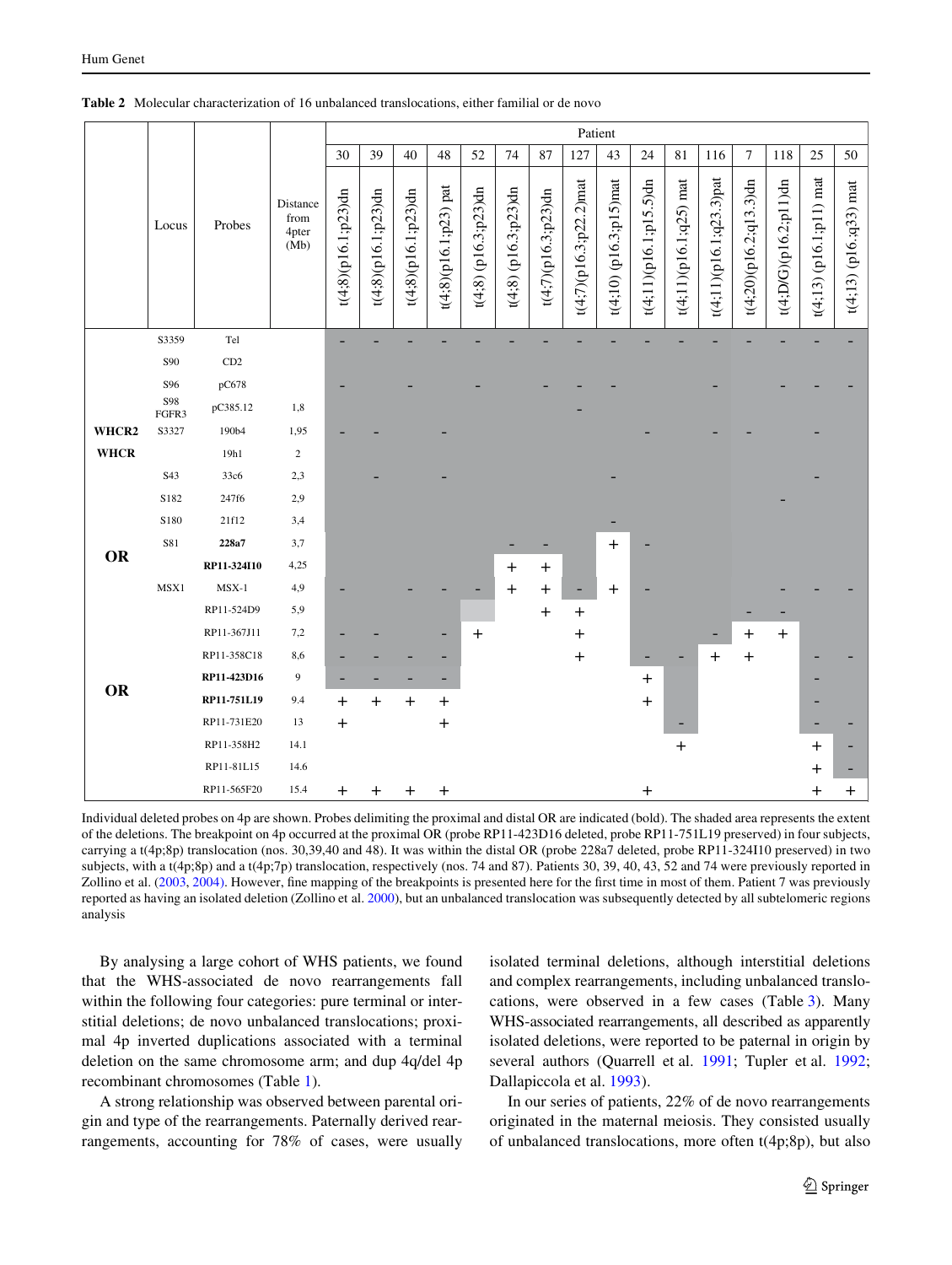**Table 2** Molecular characterization of 16 unbalanced translocations, either familial or de novo

| | Locus | Probes | Distance from 4pter (Mb) | Patient | | | | | | | | | | | | | | | |
|---|---|---|---|---|---|---|---|---|---|---|---|---|---|---|---|---|---|---|---|
| | | | | 30 | 39 | 40 | 48 | 52 | 74 | 87 | 127 | 43 | 24 | 81 | 116 | 7 | 118 | 25 | 50 |
| | | | | t(4;8)(p16.1;p23)dn | t(4;8)(p16.1;p23)dn | t(4;8)(p16.1;p23)dn | t(4;8)(p16.1;p23) pat | t(4;8) (p16.3;p23)dn | t(4;8) (p16.3;p23)dn | t(4;7)(p16.3;p23)dn | t(4;7)(p16.3;p22.2)mat | t(4;10) (p16.3;p15)mat | t(4;11)(p16.1;p15.5)dn | t(4;11)(p16.1;q25) mat | t(4;11)(p16.1;q23.3)pat | t(4;20)(p16.2;q13.3)dn | t(4;D/G)(p16.2;p11)dn | t(4;13) (p16.1;p11) mat | t(4;13) (p16.;q33) mat |
| | S3359 | Tel | | – | – | – | – | – | – | – | – | – | – | – | – | – | – | – | – |
| | S90 | CD2 | | | | | | | | | | | | | | | | | |
| | S96 | pC678 | | – | | – | | – | | – | – | – | | | – | | – | – | – |
| | S98 FGFR3 | pC385.12 | 1,8 | | | | | | | | – | | | | | | | | |
| WHCR2 | S3327 | 190b4 | 1,95 | – | – | | – | | | | | | – | | – | – | | – | |
| WHCR | | 19h1 | 2 | | | | | | | | | | | | | | | | |
| | S43 | 33c6 | 2,3 | | – | | – | | | | | – | | | | | | – | |
| | S182 | 247f6 | 2,9 | | | | | | | | | | | | | | – | | |
| | S180 | 21f12 | 3,4 | | | | | | | | | – | | | | | | | |
| OR | S81 | **228a7** | 3,7 | | | | | | – | – | | + | – | | | | | | |
| | | **RP11-324I10** | 4,25 | | | | | | + | + | | | | | | | | | |
| | MSX1 | MSX-1 | 4,9 | – | | – | – | – | + | + | – | + | – | | | | – | – | – |
| | | RP11-524D9 | 5,9 | | | | | | | + | + | | | | | – | – | | |
| | | RP11-367J11 | 7,2 | – | – | | – | + | | | + | | | | – | + | + | | |
| | | RP11-358C18 | 8,6 | – | – | – | – | | | | + | | – | – | + | + | | – | – |
| OR | | **RP11-423D16** | 9 | – | – | – | – | | | | | | + | | | | | – | |
| | | **RP11-751L19** | 9.4 | + | + | + | + | | | | | | + | | | | | – | |
| | | RP11-731E20 | 13 | + | | | + | | | | | | | – | | | | – | – |
| | | RP11-358H2 | 14.1 | | | | | | | | | | | + | | | | + | – |
| | | RP11-81L15 | 14.6 | | | | | | | | | | | | | | | + | – |
| | | RP11-565F20 | 15.4 | + | + | + | + | | | | | | + | | | | | + | + |

Individual deleted probes on 4p are shown. Probes delimiting the proximal and distal OR are indicated (bold). The shaded area represents the extent of the deletions. The breakpoint on 4p occurred at the proximal OR (probe RP11-423D16 deleted, probe RP11-751L19 preserved) in four subjects, carrying a t(4p;8p) translocation (nos. 30,39,40 and 48). It was within the distal OR (probe 228a7 deleted, probe RP11-324I10 preserved) in two subjects, with a t(4p;8p) and a t(4p;7p) translocation, respectively (nos. 74 and 87). Patients 30, 39, 40, 43, 52 and 74 were previously reported in Zollino et al. (2003, 2004). However, fine mapping of the breakpoints is presented here for the first time in most of them. Patient 7 was previously reported as having an isolated deletion (Zollino et al. 2000), but an unbalanced translocation was subsequently detected by all subtelomeric regions analysis

By analysing a large cohort of WHS patients, we found that the WHS-associated de novo rearrangements fall within the following four categories: pure terminal or interstitial deletions; de novo unbalanced translocations; proximal 4p inverted duplications associated with a terminal deletion on the same chromosome arm; and dup 4q/del 4p recombinant chromosomes (Table 1).

A strong relationship was observed between parental origin and type of the rearrangements. Paternally derived rearrangements, accounting for 78% of cases, were usually isolated terminal deletions, although interstitial deletions and complex rearrangements, including unbalanced translocations, were observed in a few cases (Table 3). Many WHS-associated rearrangements, all described as apparently isolated deletions, were reported to be paternal in origin by several authors (Quarrell et al. 1991; Tupler et al. 1992; Dallapiccola et al. 1993).

In our series of patients, 22% of de novo rearrangements originated in the maternal meiosis. They consisted usually of unbalanced translocations, more often t(4p;8p), but also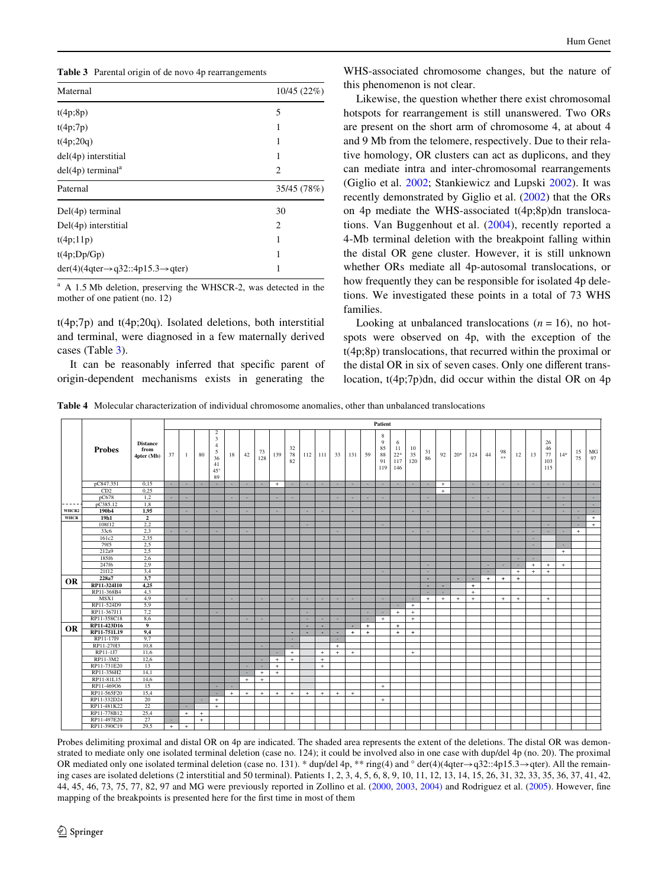**Table 3** Parental origin of de novo 4p rearrangements

| Maternal | 10/45 (22%) |
|---|---|
| t(4p;8p) | 5 |
| t(4p;7p) | 1 |
| t(4p;20q) | 1 |
| del(4p) interstitial | 1 |
| del(4p) terminal[a] | 2 |
| **Paternal** | **35/45 (78%)** |
| Del(4p) terminal | 30 |
| Del(4p) interstitial | 2 |
| t(4p;11p) | 1 |
| t(4p;Dp/Gp) | 1 |
| der(4)(4qter→q32::4p15.3→qter) | 1 |

[a] A 1.5 Mb deletion, preserving the WHSCR-2, was detected in the mother of one patient (no. 12)

t(4p;7p) and t(4p;20q). Isolated deletions, both interstitial and terminal, were diagnosed in a few maternally derived cases (Table 3).

It can be reasonably inferred that specific parent of origin-dependent mechanisms exists in generating the WHS-associated chromosome changes, but the nature of this phenomenon is not clear.

Likewise, the question whether there exist chromosomal hotspots for rearrangement is still unanswered. Two ORs are present on the short arm of chromosome 4, at about 4 and 9 Mb from the telomere, respectively. Due to their relative homology, OR clusters can act as duplicons, and they can mediate intra and inter-chromosomal rearrangements (Giglio et al. 2002; Stankiewicz and Lupski 2002). It was recently demonstrated by Giglio et al. (2002) that the ORs on 4p mediate the WHS-associated t(4p;8p)dn translocations. Van Buggenhout et al. (2004), recently reported a 4-Mb terminal deletion with the breakpoint falling within the distal OR gene cluster. However, it is still unknown whether ORs mediate all 4p-autosomal translocations, or how frequently they can be responsible for isolated 4p deletions. We investigated these points in a total of 73 WHS families.

Looking at unbalanced translocations ($n = 16$), no hotspots were observed on 4p, with the exception of the t(4p;8p) translocations, that recurred within the proximal or the distal OR in six of seven cases. Only one different translocation, t(4p;7p)dn, did occur within the distal OR on 4p

**Table 4** Molecular characterization of individual chromosome anomalies, other than unbalanced translocations

| | Probes | Distance from 4pter (Mb) | 37 | 1 | 80 | 2 3 4 5 36 41 45° 89 | 18 | 42 | 73 128 | 139 | 32 78 82 | 112 | 111 | 33 | 131 | 59 | 8 9 85 88 91 119 | 6 11 22* 117 146 | 10 35 120 | 31 86 | 92 | 20* | 124 | 44 | 98 ** | 12 | 13 | 26 46 77 103 115 | 14* | 15 75 | MG 97 |
|---|---|---|---|---|---|---|---|---|---|---|---|---|---|---|---|---|---|---|---|---|---|---|---|---|---|---|---|---|---|---|---|
| | pC847.351 | 0.15 | - | - | - | - | - | - | - | + | - | - | - | - | - | - | - | - | - | - | + | | - | - | - | - | - | - | - | - | - |
| | CD2 | 0.25 | | | | | | | | | | | | | | | | | | | + | | | | | | | | | | |
| | pC678 | 1.2 | | | | | | | | | | | | | | | | | | | | | | | | | | | | | |
| | pC385.12 | 1.8 | | | | | | | | | | | | | | | | | | | | | | | | | | | | | |
| WHCR2 | 190b4 | 1.95 | | | | | | | | | | | | | | | | | | | | | | | | | | | | | |
| WHCR | 19h1 | 2 | | | | | | | | | | | | | | | | | | | | | | | | | | | | | + |
| | 108f12 | 2.2 | | | | | | | | | | | | | | | | | | | | | | | | | | | | | + |
| | 33c6 | 2.3 | | | | | | | | | | | | | | | | | | | | | | | | | | | | + | |
| | 161c2 | 2.35 | | | | | | | | | | | | | | | | | | | | | | | | | | | | | |
| | 79f5 | 2.5 | | | | | | | | | | | | | | | | | | | | | | | | | | | | | |
| | 212a9 | 2.5 | | | | | | | | | | | | | | | | | | | | | | | | | | | + | | |
| | 185f6 | 2.6 | | | | | | | | | | | | | | | | | | | | | | | | | | | | | |
| | 247f6 | 2.9 | | | | | | | | | | | | | | | | | | | | | | | | | + | + | + | | |
| | 21f12 | 3.4 | | | | | | | | | | | | | | | | | | | | | | | | + | + | + | | | |
| OR | 228a7 | 3.7 | | | | | | | | | | | | | | | | | | | | | | + | + | + | | | | | |
| OR | RP11-324I10 | 4.25 | | | | | | | | | | | | | | | | | | | | | + | | | | | | | | |
| | RP11-368B4 | 4.3 | | | | | | | | | | | | | | | | | | | | | + | | | | | | | | |
| | MSX1 | 4.9 | | | | | | | | | | | | | | | | | | + | + | + | + | | + | + | | + | | | |
| | RP11-524D9 | 5.9 | | | | | | | | | | | | | | | | | + | | | | | | | | | | | | |
| | RP11-367J11 | 7.2 | | | | | | | | | | | | | | | | + | + | | | | | | | | | | | | |
| | RP11-358C18 | 8.6 | | | | | | | | | | | | | | | + | | + | | | | | | | | | | | | |
| OR | RP11-423D16 | 9 | | | | | | | | | | | | | | + | | + | | | | | | | | | | | | | |
| OR | RP11-751L19 | 9.4 | | | | | | | | | | | | | + | + | | + | + | | | | | | | | | | | | |
| | RP11-17I9 | 9.7 | | | | | | | | | | | | | | | | | | | | | | | | | | | | | |
| | RP11-270I3 | 10.8 | | | | | | | | | | | | + | | | | | | | | | | | | | | | | | |
| | RP11-1J7 | 11.6 | | | | | | | | | + | | + | + | + | | | | + | | | | | | | | | | | | |
| | RP11-3M2 | 12.6 | | | | | | | | + | + | | + | | | | | | | | | | | | | | | | | | |
| | RP11-731E20 | 13 | | | | | | | | + | | | + | | | | | | | | | | | | | | | | | | |
| | RP11-356H2 | 14.1 | | | | | | | + | + | | | | | | | | | | | | | | | | | | | | | |
| | RP11-81L15 | 14.6 | | | | | | + | + | | | | | | | | | | | | | | | | | | | | | | |
| | RP11-469O6 | 15 | | | | | | | | | | | | | | | + | | | | | | | | | | | | | | |
| | RP11-565F20 | 15.4 | | | | | + | + | + | + | + | + | + | + | + | | | | | | | | | | | | | | | | |
| | RP11-332D24 | 20 | | | | + | | | | | | | | | | | + | | | | | | | | | | | | | | |
| | RP11-481K22 | 22 | | | | + | | | | | | | | | | | | | | | | | | | | | | | | | |
| | RP11-778B12 | 25.4 | | + | + | | | | | | | | | | | | | | | | | | | | | | | | | | |
| | RP11-497E20 | 27 | | | + | | | | | | | | | | | | | | | | | | | | | | | | | | |
| | RP11-390C19 | 29.5 | + | + | | | | | | | | | | | | | | | | | | | | | | | | | | | |

Probes delimiting proximal and distal OR on 4p are indicated. The shaded area represents the extent of the deletions. The distal OR was demonstrated to mediate only one isolated terminal deletion (case no. 124); it could be involved also in one case with dup/del 4p (no. 20). The proximal OR mediated only one isolated terminal deletion (case no. 131). * dup/del 4p, ** ring(4) and ° der(4)(4qter→q32::4p15.3→qter). All the remaining cases are isolated deletions (2 interstitial and 50 terminal). Patients 1, 2, 3, 4, 5, 6, 8, 9, 10, 11, 12, 13, 14, 15, 26, 31, 32, 33, 35, 36, 37, 41, 42, 44, 45, 46, 73, 75, 77, 82, 97 and MG were previously reported in Zollino et al. (2000, 2003, 2004) and Rodriguez et al. (2005). However, fine mapping of the breakpoints is presented here for the first time in most of them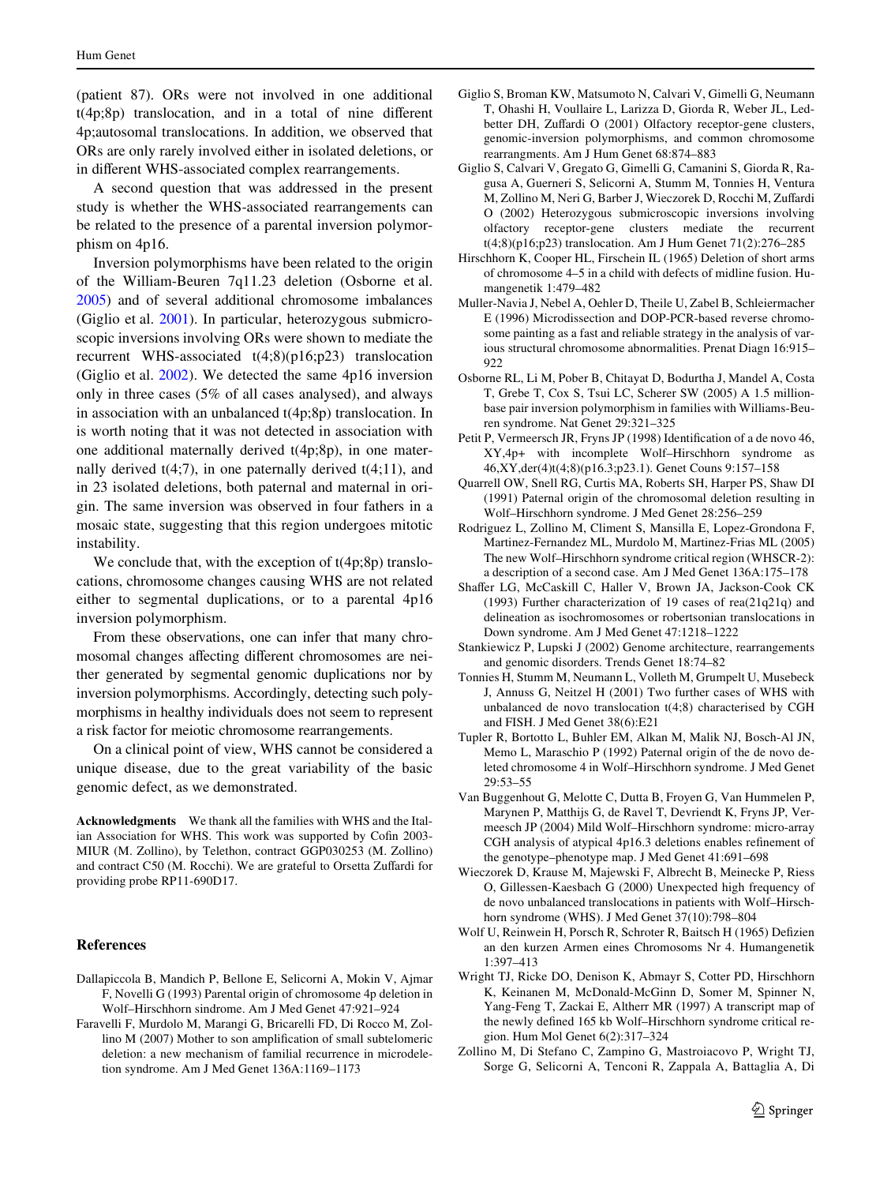(patient 87). ORs were not involved in one additional t(4p;8p) translocation, and in a total of nine different 4p;autosomal translocations. In addition, we observed that ORs are only rarely involved either in isolated deletions, or in different WHS-associated complex rearrangements.

A second question that was addressed in the present study is whether the WHS-associated rearrangements can be related to the presence of a parental inversion polymorphism on 4p16.

Inversion polymorphisms have been related to the origin of the William-Beuren 7q11.23 deletion (Osborne et al. 2005) and of several additional chromosome imbalances (Giglio et al. 2001). In particular, heterozygous submicroscopic inversions involving ORs were shown to mediate the recurrent WHS-associated t(4;8)(p16;p23) translocation (Giglio et al. 2002). We detected the same 4p16 inversion only in three cases (5% of all cases analysed), and always in association with an unbalanced t(4p;8p) translocation. In is worth noting that it was not detected in association with one additional maternally derived t(4p;8p), in one maternally derived t(4;7), in one paternally derived t(4;11), and in 23 isolated deletions, both paternal and maternal in origin. The same inversion was observed in four fathers in a mosaic state, suggesting that this region undergoes mitotic instability.

We conclude that, with the exception of t(4p;8p) translocations, chromosome changes causing WHS are not related either to segmental duplications, or to a parental 4p16 inversion polymorphism.

From these observations, one can infer that many chromosomal changes affecting different chromosomes are neither generated by segmental genomic duplications nor by inversion polymorphisms. Accordingly, detecting such polymorphisms in healthy individuals does not seem to represent a risk factor for meiotic chromosome rearrangements.

On a clinical point of view, WHS cannot be considered a unique disease, due to the great variability of the basic genomic defect, as we demonstrated.

**Acknowledgments** We thank all the families with WHS and the Italian Association for WHS. This work was supported by Cofin 2003-MIUR (M. Zollino), by Telethon, contract GGP030253 (M. Zollino) and contract C50 (M. Rocchi). We are grateful to Orsetta Zuffardi for providing probe RP11-690D17.

## References

Dallapiccola B, Mandich P, Bellone E, Selicorni A, Mokin V, Ajmar F, Novelli G (1993) Parental origin of chromosome 4p deletion in Wolf–Hirschhorn sindrome. Am J Med Genet 47:921–924

Faravelli F, Murdolo M, Marangi G, Bricarelli FD, Di Rocco M, Zollino M (2007) Mother to son amplification of small subtelomeric deletion: a new mechanism of familial recurrence in microdeletion syndrome. Am J Med Genet 136A:1169–1173

Giglio S, Broman KW, Matsumoto N, Calvari V, Gimelli G, Neumann T, Ohashi H, Voullaire L, Larizza D, Giorda R, Weber JL, Ledbetter DH, Zuffardi O (2001) Olfactory receptor-gene clusters, genomic-inversion polymorphisms, and common chromosome rearrangments. Am J Hum Genet 68:874–883

Giglio S, Calvari V, Gregato G, Gimelli G, Camanini S, Giorda R, Ragusa A, Guerneri S, Selicorni A, Stumm M, Tonnies H, Ventura M, Zollino M, Neri G, Barber J, Wieczorek D, Rocchi M, Zuffardi O (2002) Heterozygous submicroscopic inversions involving olfactory receptor-gene clusters mediate the recurrent t(4;8)(p16;p23) translocation. Am J Hum Genet 71(2):276–285

Hirschhorn K, Cooper HL, Firschein IL (1965) Deletion of short arms of chromosome 4–5 in a child with defects of midline fusion. Humangenetik 1:479–482

Muller-Navia J, Nebel A, Oehler D, Theile U, Zabel B, Schleiermacher E (1996) Microdissection and DOP-PCR-based reverse chromosome painting as a fast and reliable strategy in the analysis of various structural chromosome abnormalities. Prenat Diagn 16:915–922

Osborne RL, Li M, Pober B, Chitayat D, Bodurtha J, Mandel A, Costa T, Grebe T, Cox S, Tsui LC, Scherer SW (2005) A 1.5 million-base pair inversion polymorphism in families with Williams-Beuren syndrome. Nat Genet 29:321–325

Petit P, Vermeersch JR, Fryns JP (1998) Identification of a de novo 46, XY,4p+ with incomplete Wolf–Hirschhorn syndrome as 46,XY,der(4)t(4;8)(p16.3;p23.1). Genet Couns 9:157–158

Quarrell OW, Snell RG, Curtis MA, Roberts SH, Harper PS, Shaw DI (1991) Paternal origin of the chromosomal deletion resulting in Wolf–Hirschhorn syndrome. J Med Genet 28:256–259

Rodriguez L, Zollino M, Climent S, Mansilla E, Lopez-Grondona F, Martinez-Fernandez ML, Murdolo M, Martinez-Frias ML (2005) The new Wolf–Hirschhorn syndrome critical region (WHSCR-2): a description of a second case. Am J Med Genet 136A:175–178

Shaffer LG, McCaskill C, Haller V, Brown JA, Jackson-Cook CK (1993) Further characterization of 19 cases of rea(21q21q) and delineation as isochromosomes or robertsonian translocations in Down syndrome. Am J Med Genet 47:1218–1222

Stankiewicz P, Lupski J (2002) Genome architecture, rearrangements and genomic disorders. Trends Genet 18:74–82

Tonnies H, Stumm M, Neumann L, Volleth M, Grumpelt U, Musebeck J, Annuss G, Neitzel H (2001) Two further cases of WHS with unbalanced de novo translocation t(4;8) characterised by CGH and FISH. J Med Genet 38(6):E21

Tupler R, Bortotto L, Buhler EM, Alkan M, Malik NJ, Bosch-Al JN, Memo L, Maraschio P (1992) Paternal origin of the de novo deleted chromosome 4 in Wolf–Hirschhorn syndrome. J Med Genet 29:53–55

Van Buggenhout G, Melotte C, Dutta B, Froyen G, Van Hummelen P, Marynen P, Matthijs G, de Ravel T, Devriendt K, Fryns JP, Vermeesch JP (2004) Mild Wolf–Hirschhorn syndrome: micro-array CGH analysis of atypical 4p16.3 deletions enables refinement of the genotype–phenotype map. J Med Genet 41:691–698

Wieczorek D, Krause M, Majewski F, Albrecht B, Meinecke P, Riess O, Gillessen-Kaesbach G (2000) Unexpected high frequency of de novo unbalanced translocations in patients with Wolf–Hirschhorn syndrome (WHS). J Med Genet 37(10):798–804

Wolf U, Reinwein H, Porsch R, Schroter R, Baitsch H (1965) Defizien an den kurzen Armen eines Chromosoms Nr 4. Humangenetik 1:397–413

Wright TJ, Ricke DO, Denison K, Abmayr S, Cotter PD, Hirschhorn K, Keinanen M, McDonald-McGinn D, Somer M, Spinner N, Yang-Feng T, Zackai E, Altherr MR (1997) A transcript map of the newly defined 165 kb Wolf–Hirschhorn syndrome critical region. Hum Mol Genet 6(2):317–324

Zollino M, Di Stefano C, Zampino G, Mastroiacovo P, Wright TJ, Sorge G, Selicorni A, Tenconi R, Zappala A, Battaglia A, Di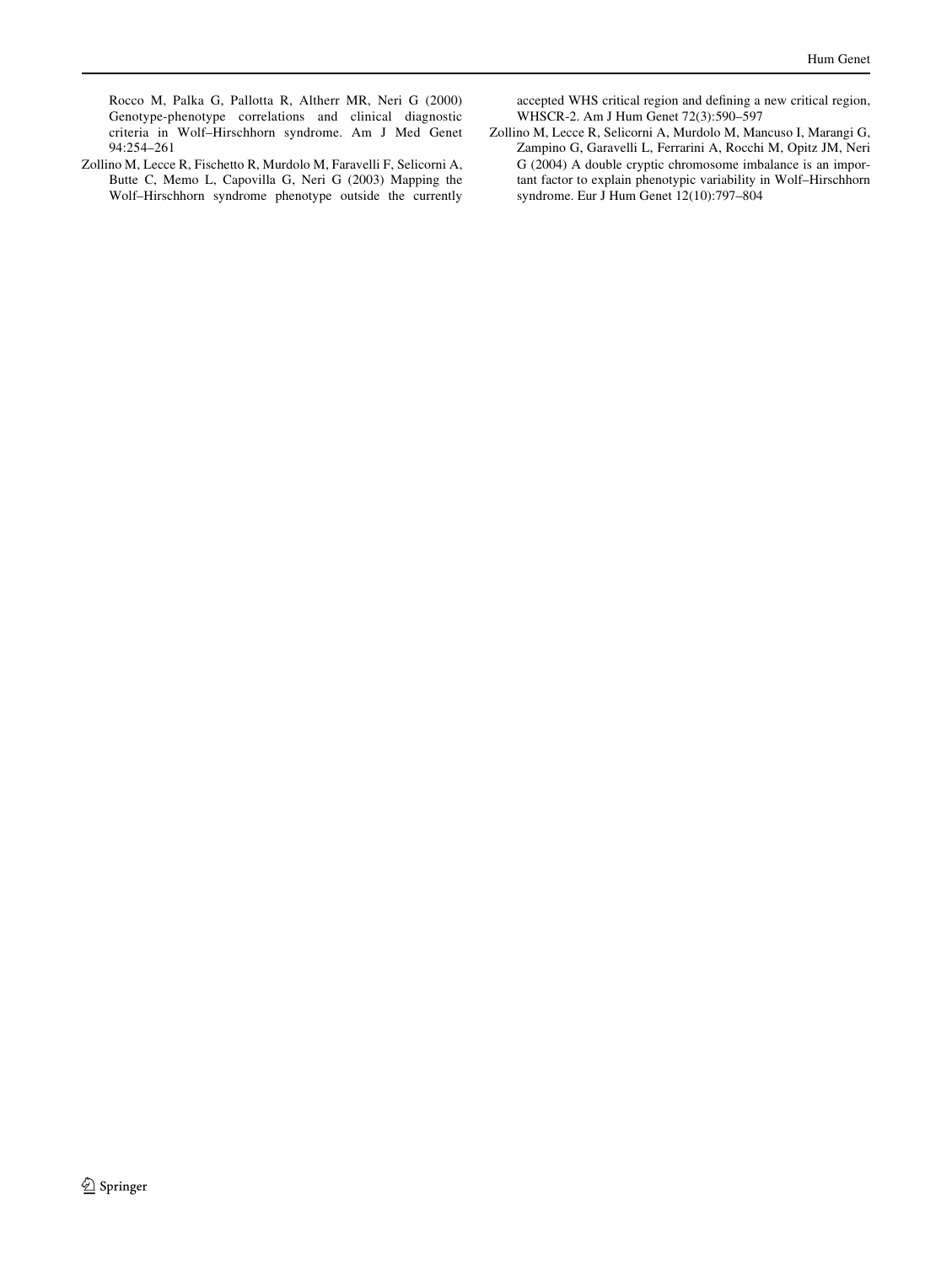Rocco M, Palka G, Pallotta R, Altherr MR, Neri G (2000) Genotype-phenotype correlations and clinical diagnostic criteria in Wolf–Hirschhorn syndrome. Am J Med Genet 94:254–261

Zollino M, Lecce R, Fischetto R, Murdolo M, Faravelli F, Selicorni A, Butte C, Memo L, Capovilla G, Neri G (2003) Mapping the Wolf–Hirschhorn syndrome phenotype outside the currently accepted WHS critical region and defining a new critical region, WHSCR-2. Am J Hum Genet 72(3):590–597

Zollino M, Lecce R, Selicorni A, Murdolo M, Mancuso I, Marangi G, Zampino G, Garavelli L, Ferrarini A, Rocchi M, Opitz JM, Neri G (2004) A double cryptic chromosome imbalance is an important factor to explain phenotypic variability in Wolf–Hirschhorn syndrome. Eur J Hum Genet 12(10):797–804